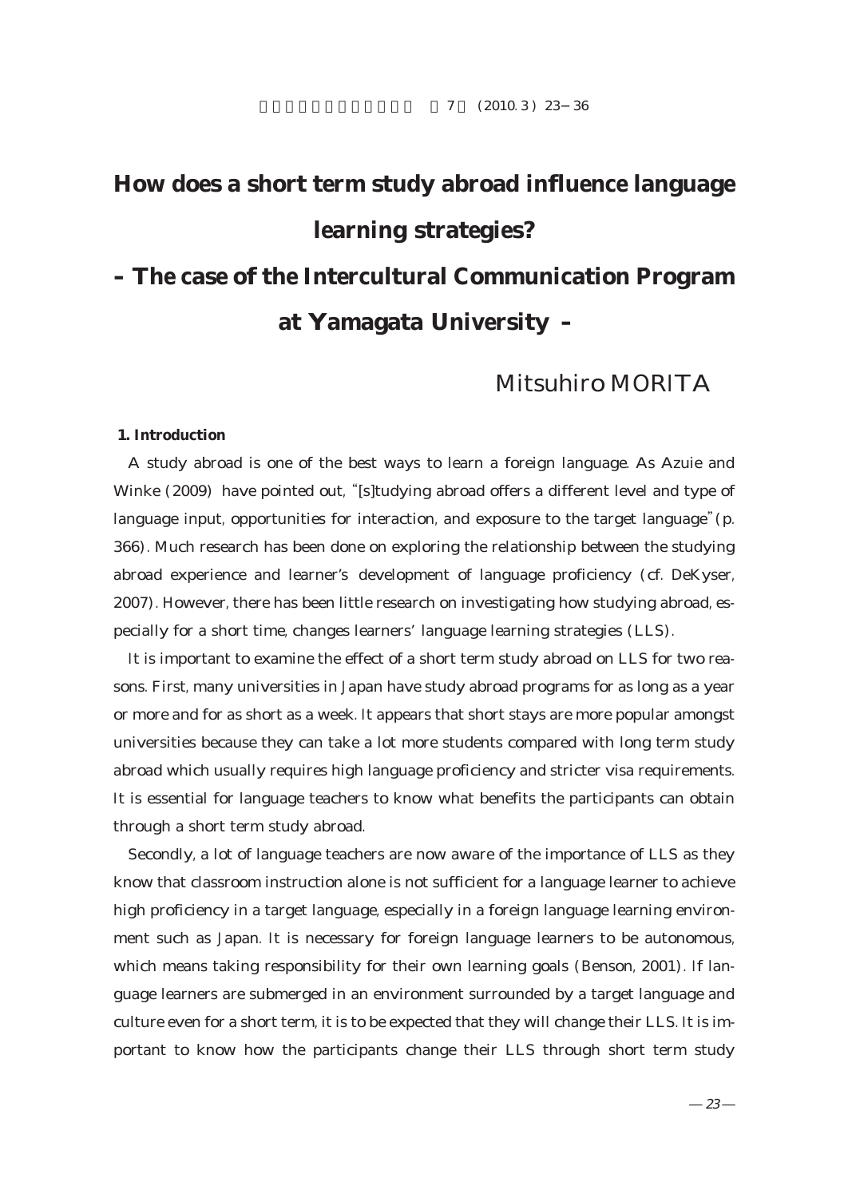# How does a short term study abroad influence language learning strategies?

# – The case of the Intercultural Communication Program at Yamagata University –

Mitsuhiro MORITA

## 1. Introduction

A study abroad is one of the best ways to learn a foreign language. As Azuie and Winke (2009) have pointed out, "[s]tudying abroad offers a different level and type of language input, opportunities for interaction, and exposure to the target language" (p. 366). Much research has been done on exploring the relationship between the studying abroad experience and learner's development of language proficiency (cf. DeKyser, 2007). However, there has been little research on investigating how studying abroad, especially for a short time, changes learners' language learning strategies (LLS).

It is important to examine the effect of a short term study abroad on LLS for two reasons. First, many universities in Japan have study abroad programs for as long as a year or more and for as short as a week. It appears that short stays are more popular amongst universities because they can take a lot more students compared with long term study abroad which usually requires high language proficiency and stricter visa requirements. It is essential for language teachers to know what benefits the participants can obtain through a short term study abroad.

Secondly, a lot of language teachers are now aware of the importance of LLS as they know that classroom instruction alone is not sufficient for a language learner to achieve high proficiency in a target language, especially in a foreign language learning environment such as Japan. It is necessary for foreign language learners to be autonomous, which means taking responsibility for their own learning goals (Benson, 2001). If language learners are submerged in an environment surrounded by a target language and culture even for a short term, it is to be expected that they will change their LLS. It is important to know how the participants change their LLS through short term study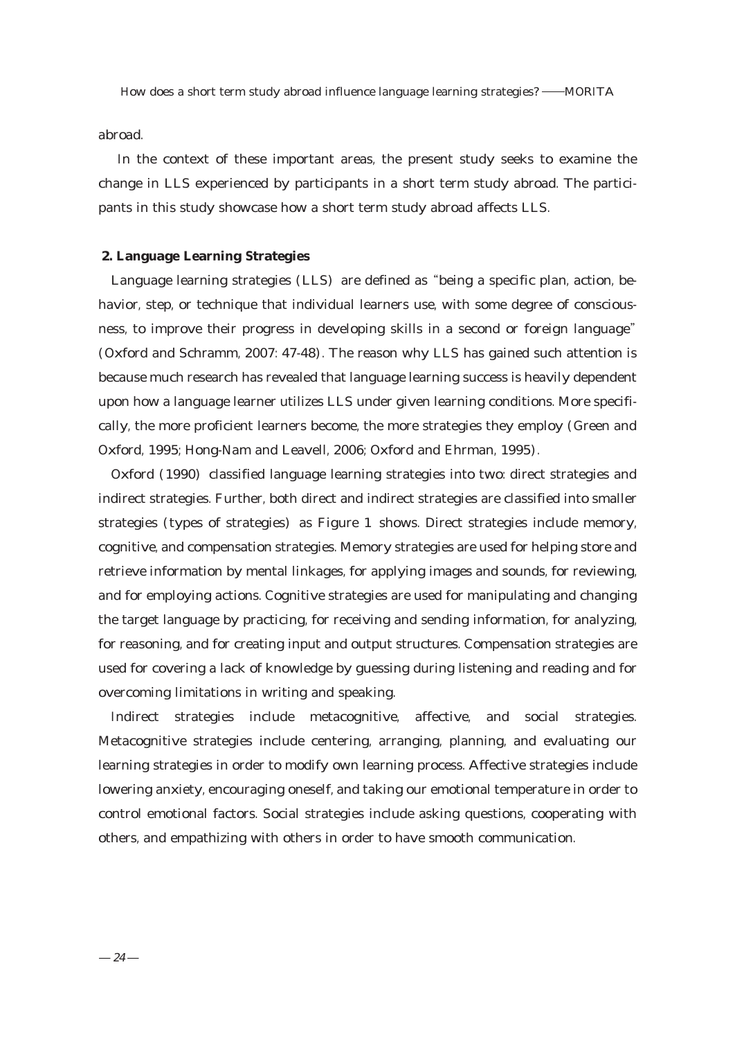abroad.

In the context of these important areas, the present study seeks to examine the change in LLS experienced by participants in a short term study abroad. The participants in this study showcase how a short term study abroad affects LLS.

## 2. Language Learning Strategies

Language learning strategies (LLS) are defined as "being a specific plan, action, behavior, step, or technique that individual learners use, with some degree of consciousness, to improve their progress in developing skills in a second or foreign language" (Oxford and Schramm, 2007: 47-48). The reason why LLS has gained such attention is because much research has revealed that language learning success is heavily dependent upon how a language learner utilizes LLS under given learning conditions. More specifically, the more proficient learners become, the more strategies they employ (Green and Oxford, 1995; Hong-Nam and Leavell, 2006; Oxford and Ehrman, 1995).

Oxford (1990) classified language learning strategies into two: direct strategies and indirect strategies. Further, both direct and indirect strategies are classified into smaller strategies (types of strategies) as Figure 1 shows. Direct strategies include memory, cognitive, and compensation strategies. Memory strategies are used for helping store and retrieve information by mental linkages, for applying images and sounds, for reviewing, and for employing actions. Cognitive strategies are used for manipulating and changing the target language by practicing, for receiving and sending information, for analyzing, for reasoning, and for creating input and output structures. Compensation strategies are used for covering a lack of knowledge by guessing during listening and reading and for overcoming limitations in writing and speaking.

Indirect strategies include metacognitive, affective, and social strategies. Metacognitive strategies include centering, arranging, planning, and evaluating our learning strategies in order to modify own learning process. Affective strategies include lowering anxiety, encouraging oneself, and taking our emotional temperature in order to control emotional factors. Social strategies include asking questions, cooperating with others, and empathizing with others in order to have smooth communication.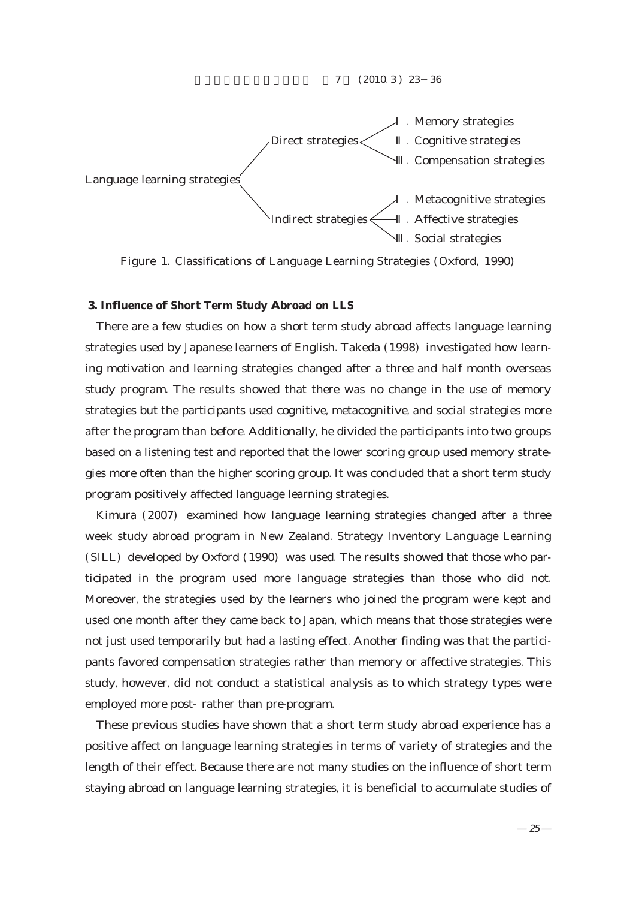Language learning strategies

Direct strategies

Ⅰ. Memory strategies

Ⅱ. Cognitive strategies

Ⅲ. Compensation strategies

Indirect strategies

Ⅰ. Metacognitive strategies

Ⅱ. Affective strategies

Ⅲ. Social strategies

Figure 1. Classifications of Language Learning Strategies (Oxford, 1990)

**3. Influence of Short Term Study Abroad on LLS**

There are a few studies on how a short term study abroad affects language learning strategies used by Japanese learners of English. Takeda (1998) investigated how learning motivation and learning strategies changed after a three and half month overseas study program. The results showed that there was no change in the use of memory strategies but the participants used cognitive, metacognitive, and social strategies more after the program than before. Additionally, he divided the participants into two groups based on a listening test and reported that the lower scoring group used memory strategies more often than the higher scoring group. It was concluded that a short term study program positively affected language learning strategies.

Kimura (2007) examined how language learning strategies changed after a three week study abroad program in New Zealand. Strategy Inventory Language Learning (SILL) developed by Oxford (1990) was used. The results showed that those who participated in the program used more language strategies than those who did not. Moreover, the strategies used by the learners who joined the program were kept and used one month after they came back to Japan, which means that those strategies were not just used temporarily but had a lasting effect. Another finding was that the participants favored compensation strategies rather than memory or affective strategies. This study, however, did not conduct a statistical analysis as to which strategy types were employed more post- rather than pre-program.

These previous studies have shown that a short term study abroad experience has a positive affect on language learning strategies in terms of variety of strategies and the length of their effect. Because there are not many studies on the influence of short term staying abroad on language learning strategies, it is beneficial to accumulate studies of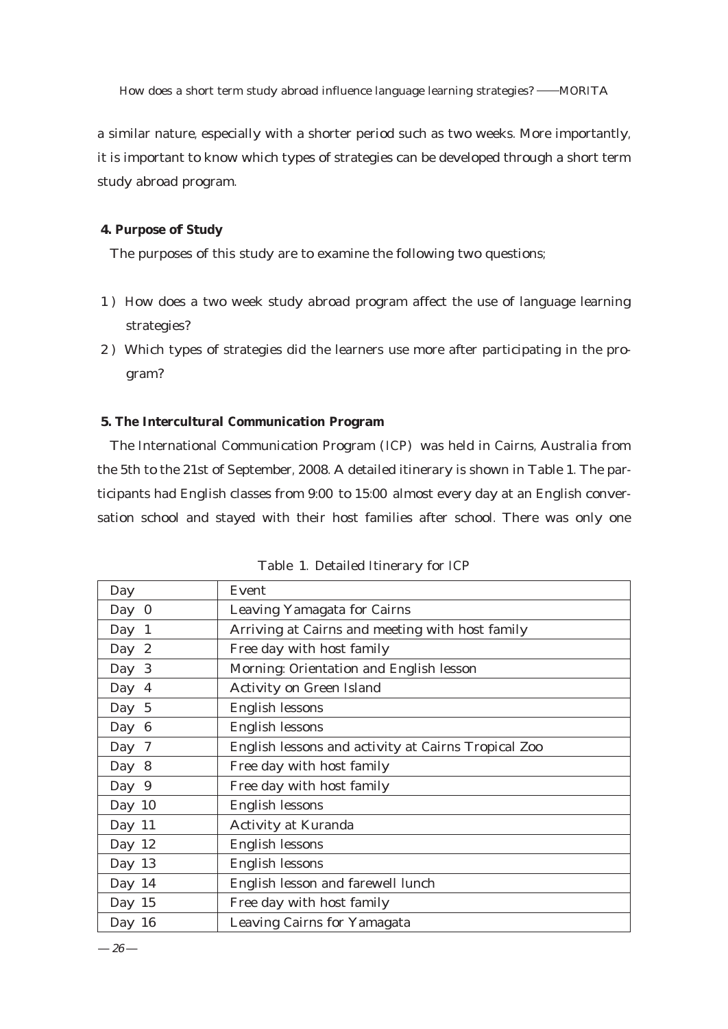a similar nature, especially with a shorter period such as two weeks. More importantly, it is important to know which types of strategies can be developed through a short term study abroad program.

## 4. Purpose of Study

The purposes of this study are to examine the following two questions;

1) How does a two week study abroad program affect the use of language learning strategies?
2) Which types of strategies did the learners use more after participating in the program?

## 5. The Intercultural Communication Program

The International Communication Program (ICP) was held in Cairns, Australia from the 5th to the 21st of September, 2008. A detailed itinerary is shown in Table 1. The participants had English classes from 9:00 to 15:00 almost every day at an English conversation school and stayed with their host families after school. There was only one

Table 1. Detailed Itinerary for ICP

| Day | Event |
|---|---|
| Day 0 | Leaving Yamagata for Cairns |
| Day 1 | Arriving at Cairns and meeting with host family |
| Day 2 | Free day with host family |
| Day 3 | Morning: Orientation and English lesson |
| Day 4 | Activity on Green Island |
| Day 5 | English lessons |
| Day 6 | English lessons |
| Day 7 | English lessons and activity at Cairns Tropical Zoo |
| Day 8 | Free day with host family |
| Day 9 | Free day with host family |
| Day 10 | English lessons |
| Day 11 | Activity at Kuranda |
| Day 12 | English lessons |
| Day 13 | English lessons |
| Day 14 | English lesson and farewell lunch |
| Day 15 | Free day with host family |
| Day 16 | Leaving Cairns for Yamagata |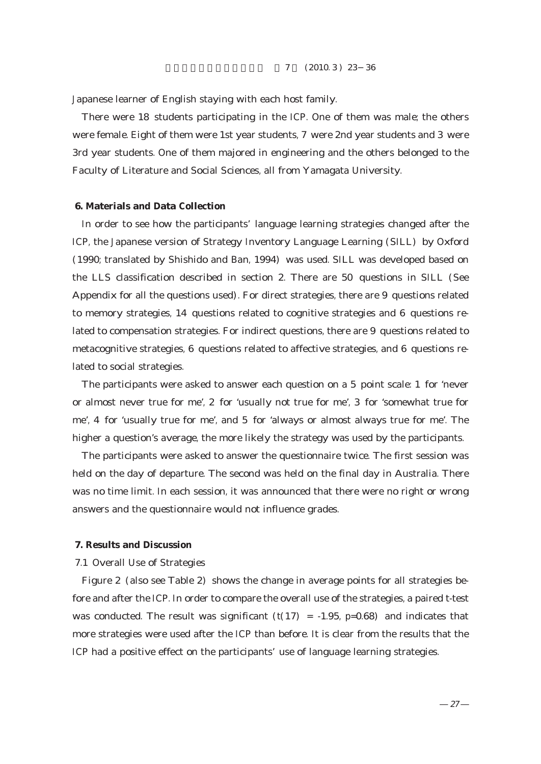Japanese learner of English staying with each host family.

There were 18 students participating in the ICP. One of them was male; the others were female. Eight of them were 1st year students, 7 were 2nd year students and 3 were 3rd year students. One of them majored in engineering and the others belonged to the Faculty of Literature and Social Sciences, all from Yamagata University.

## 6. Materials and Data Collection

In order to see how the participants' language learning strategies changed after the ICP, the Japanese version of Strategy Inventory Language Learning (SILL) by Oxford (1990; translated by Shishido and Ban, 1994) was used. SILL was developed based on the LLS classification described in section 2. There are 50 questions in SILL (See Appendix for all the questions used). For direct strategies, there are 9 questions related to memory strategies, 14 questions related to cognitive strategies and 6 questions related to compensation strategies. For indirect questions, there are 9 questions related to metacognitive strategies, 6 questions related to affective strategies, and 6 questions related to social strategies.

The participants were asked to answer each question on a 5 point scale: 1 for 'never or almost never true for me', 2 for 'usually not true for me', 3 for 'somewhat true for me', 4 for 'usually true for me', and 5 for 'always or almost always true for me'. The higher a question's average, the more likely the strategy was used by the participants.

The participants were asked to answer the questionnaire twice. The first session was held on the day of departure. The second was held on the final day in Australia. There was no time limit. In each session, it was announced that there were no right or wrong answers and the questionnaire would not influence grades.

## 7. Results and Discussion

### 7.1 Overall Use of Strategies

Figure 2 (also see Table 2) shows the change in average points for all strategies before and after the ICP. In order to compare the overall use of the strategies, a paired t-test was conducted. The result was significant ($t(17) = -1.95$, $p=0.68$) and indicates that more strategies were used after the ICP than before. It is clear from the results that the ICP had a positive effect on the participants' use of language learning strategies.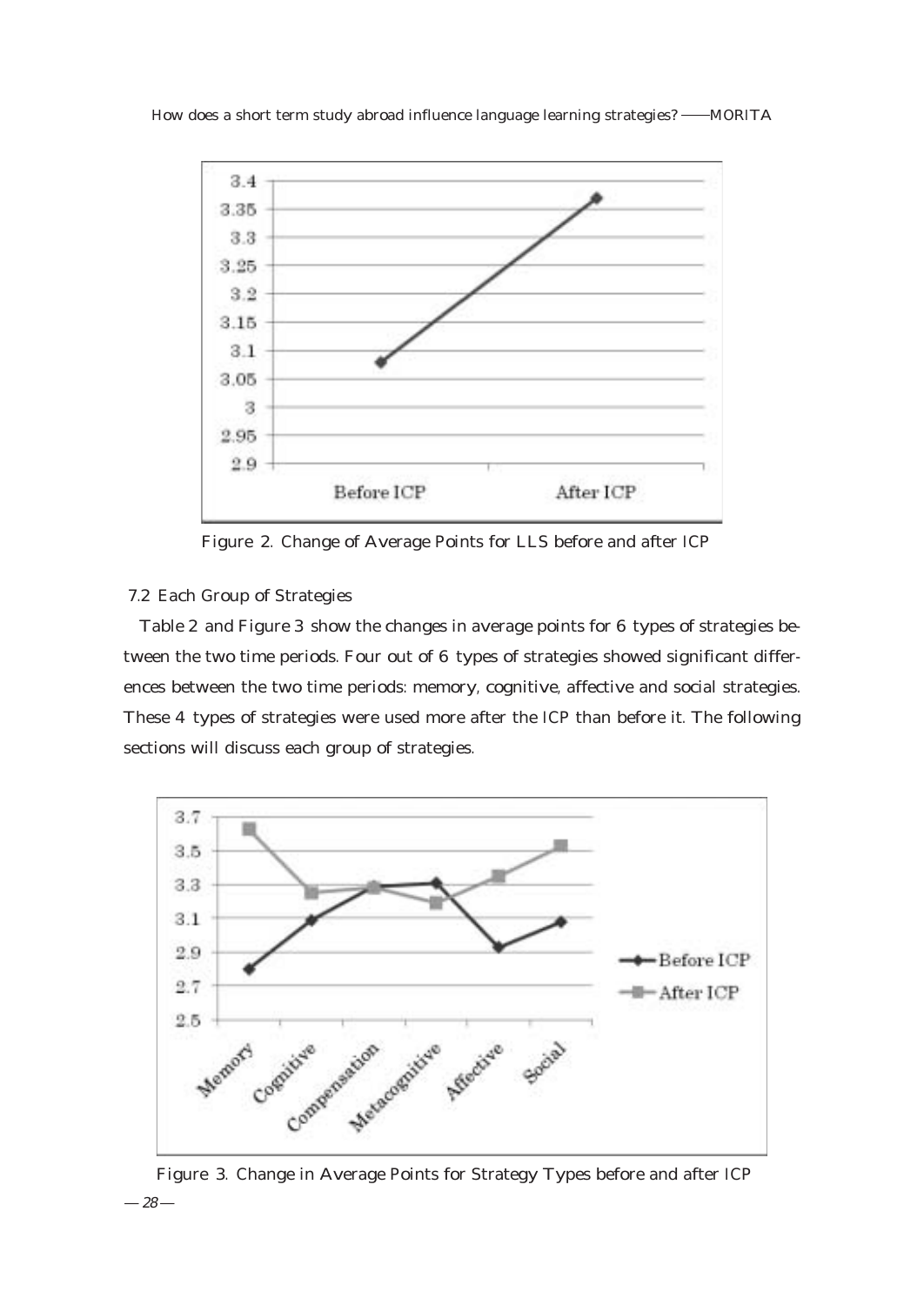3.4
3.35
3.3
3.25
3.2
3.15
3.1
3.05
3
2.95
2.9

Before ICP
After ICP

Figure 2. Change of Average Points for LLS before and after ICP

## 7.2 Each Group of Strategies

Table 2 and Figure 3 show the changes in average points for 6 types of strategies between the two time periods. Four out of 6 types of strategies showed significant differences between the two time periods: memory, cognitive, affective and social strategies. These 4 types of strategies were used more after the ICP than before it. The following sections will discuss each group of strategies.

3.7
3.5
3.3
3.1
2.9
2.7
2.5

Memory
Cognitive
Compensation
Metacognitive
Affective
Social

Before ICP
After ICP

Figure 3. Change in Average Points for Strategy Types before and after ICP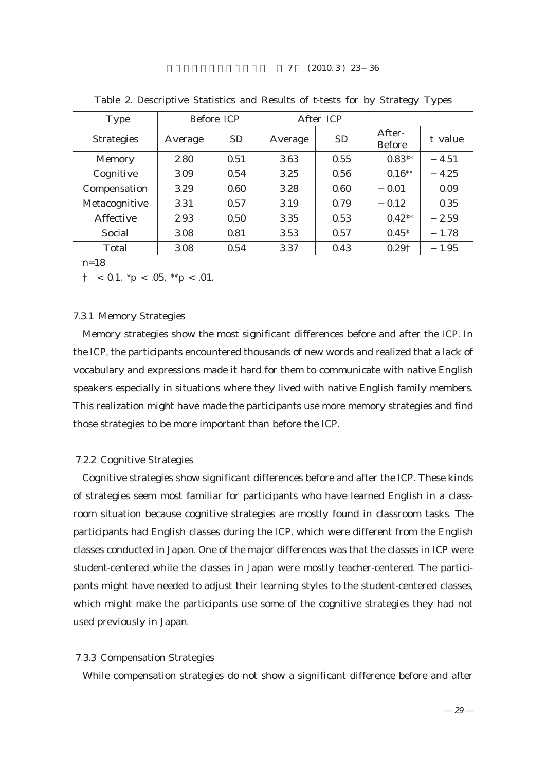Table 2. Descriptive Statistics and Results of t-tests for by Strategy Types

| Type | Before ICP | | After ICP | | | |
|---|---|---|---|---|---|---|
| Strategies | Average | SD | Average | SD | After-Before | t value |
| Memory | 2.80 | 0.51 | 3.63 | 0.55 | 0.83** | −4.51 |
| Cognitive | 3.09 | 0.54 | 3.25 | 0.56 | 0.16** | −4.25 |
| Compensation | 3.29 | 0.60 | 3.28 | 0.60 | −0.01 | 0.09 |
| Metacognitive | 3.31 | 0.57 | 3.19 | 0.79 | −0.12 | 0.35 |
| Affective | 2.93 | 0.50 | 3.35 | 0.53 | 0.42** | −2.59 |
| Social | 3.08 | 0.81 | 3.53 | 0.57 | 0.45* | −1.78 |
| Total | 3.08 | 0.54 | 3.37 | 0.43 | 0.29† | −1.95 |

n=18

† < 0.1, *p < .05, **p < .01.

#### 7.3.1 Memory Strategies

Memory strategies show the most significant differences before and after the ICP. In the ICP, the participants encountered thousands of new words and realized that a lack of vocabulary and expressions made it hard for them to communicate with native English speakers especially in situations where they lived with native English family members. This realization might have made the participants use more memory strategies and find those strategies to be more important than before the ICP.

#### 7.2.2 Cognitive Strategies

Cognitive strategies show significant differences before and after the ICP. These kinds of strategies seem most familiar for participants who have learned English in a classroom situation because cognitive strategies are mostly found in classroom tasks. The participants had English classes during the ICP, which were different from the English classes conducted in Japan. One of the major differences was that the classes in ICP were student-centered while the classes in Japan were mostly teacher-centered. The participants might have needed to adjust their learning styles to the student-centered classes, which might make the participants use some of the cognitive strategies they had not used previously in Japan.

#### 7.3.3 Compensation Strategies

While compensation strategies do not show a significant difference before and after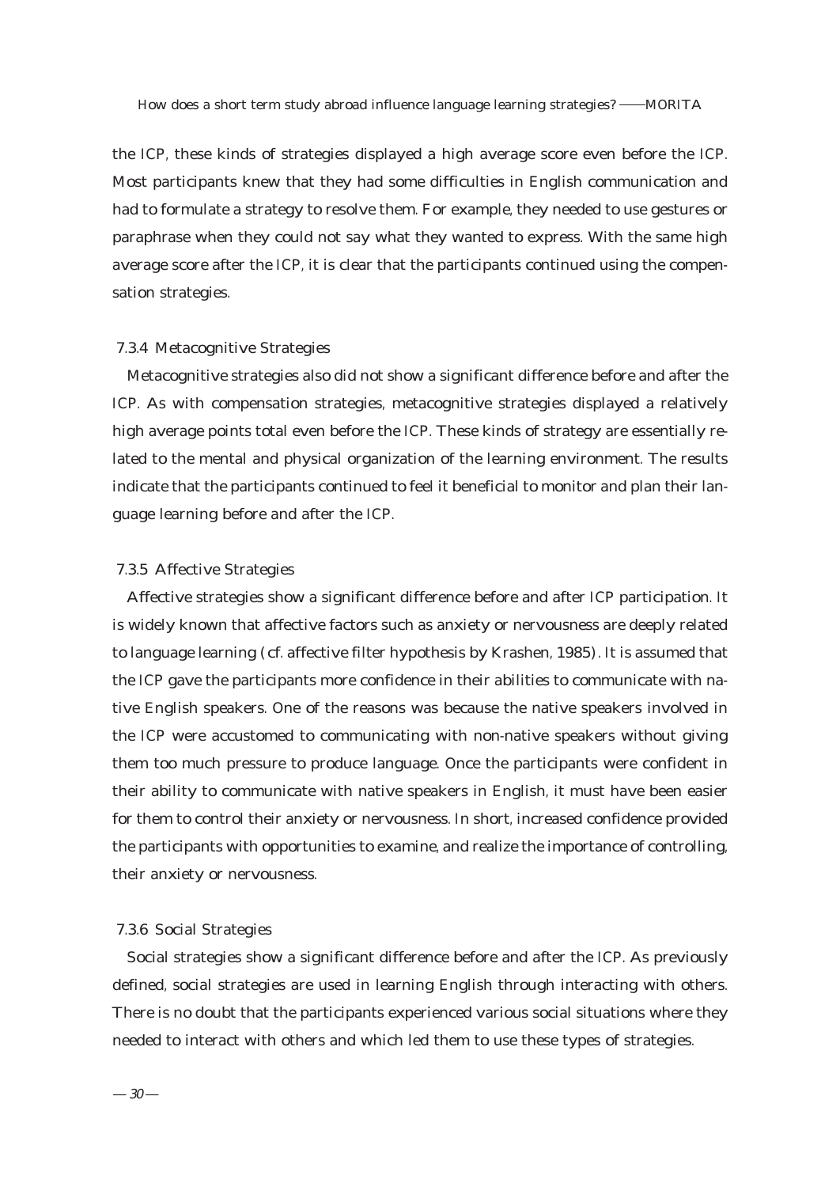the ICP, these kinds of strategies displayed a high average score even before the ICP. Most participants knew that they had some difficulties in English communication and had to formulate a strategy to resolve them. For example, they needed to use gestures or paraphrase when they could not say what they wanted to express. With the same high average score after the ICP, it is clear that the participants continued using the compensation strategies.

### 7.3.4 Metacognitive Strategies

Metacognitive strategies also did not show a significant difference before and after the ICP. As with compensation strategies, metacognitive strategies displayed a relatively high average points total even before the ICP. These kinds of strategy are essentially related to the mental and physical organization of the learning environment. The results indicate that the participants continued to feel it beneficial to monitor and plan their language learning before and after the ICP.

### 7.3.5 Affective Strategies

Affective strategies show a significant difference before and after ICP participation. It is widely known that affective factors such as anxiety or nervousness are deeply related to language learning (cf. affective filter hypothesis by Krashen, 1985). It is assumed that the ICP gave the participants more confidence in their abilities to communicate with native English speakers. One of the reasons was because the native speakers involved in the ICP were accustomed to communicating with non-native speakers without giving them too much pressure to produce language. Once the participants were confident in their ability to communicate with native speakers in English, it must have been easier for them to control their anxiety or nervousness. In short, increased confidence provided the participants with opportunities to examine, and realize the importance of controlling, their anxiety or nervousness.

### 7.3.6 Social Strategies

Social strategies show a significant difference before and after the ICP. As previously defined, social strategies are used in learning English through interacting with others. There is no doubt that the participants experienced various social situations where they needed to interact with others and which led them to use these types of strategies.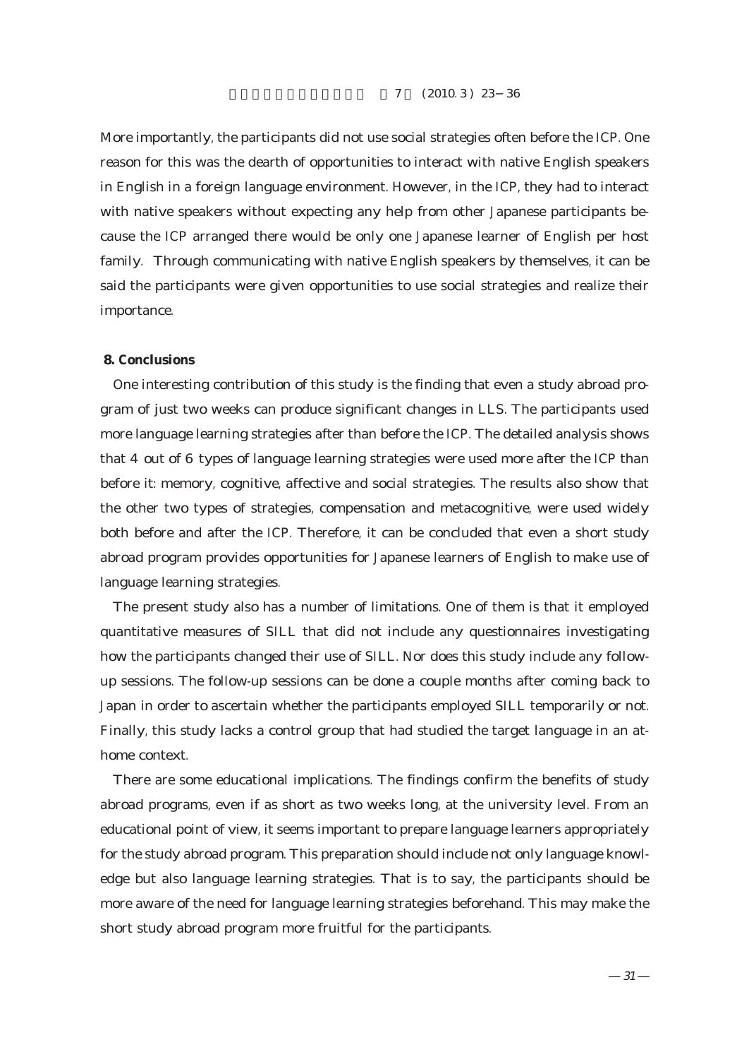More importantly, the participants did not use social strategies often before the ICP. One reason for this was the dearth of opportunities to interact with native English speakers in English in a foreign language environment. However, in the ICP, they had to interact with native speakers without expecting any help from other Japanese participants because the ICP arranged there would be only one Japanese learner of English per host family. Through communicating with native English speakers by themselves, it can be said the participants were given opportunities to use social strategies and realize their importance.

## 8. Conclusions

One interesting contribution of this study is the finding that even a study abroad program of just two weeks can produce significant changes in LLS. The participants used more language learning strategies after than before the ICP. The detailed analysis shows that 4 out of 6 types of language learning strategies were used more after the ICP than before it: memory, cognitive, affective and social strategies. The results also show that the other two types of strategies, compensation and metacognitive, were used widely both before and after the ICP. Therefore, it can be concluded that even a short study abroad program provides opportunities for Japanese learners of English to make use of language learning strategies.

The present study also has a number of limitations. One of them is that it employed quantitative measures of SILL that did not include any questionnaires investigating how the participants changed their use of SILL. Nor does this study include any follow-up sessions. The follow-up sessions can be done a couple months after coming back to Japan in order to ascertain whether the participants employed SILL temporarily or not. Finally, this study lacks a control group that had studied the target language in an at-home context.

There are some educational implications. The findings confirm the benefits of study abroad programs, even if as short as two weeks long, at the university level. From an educational point of view, it seems important to prepare language learners appropriately for the study abroad program. This preparation should include not only language knowledge but also language learning strategies. That is to say, the participants should be more aware of the need for language learning strategies beforehand. This may make the short study abroad program more fruitful for the participants.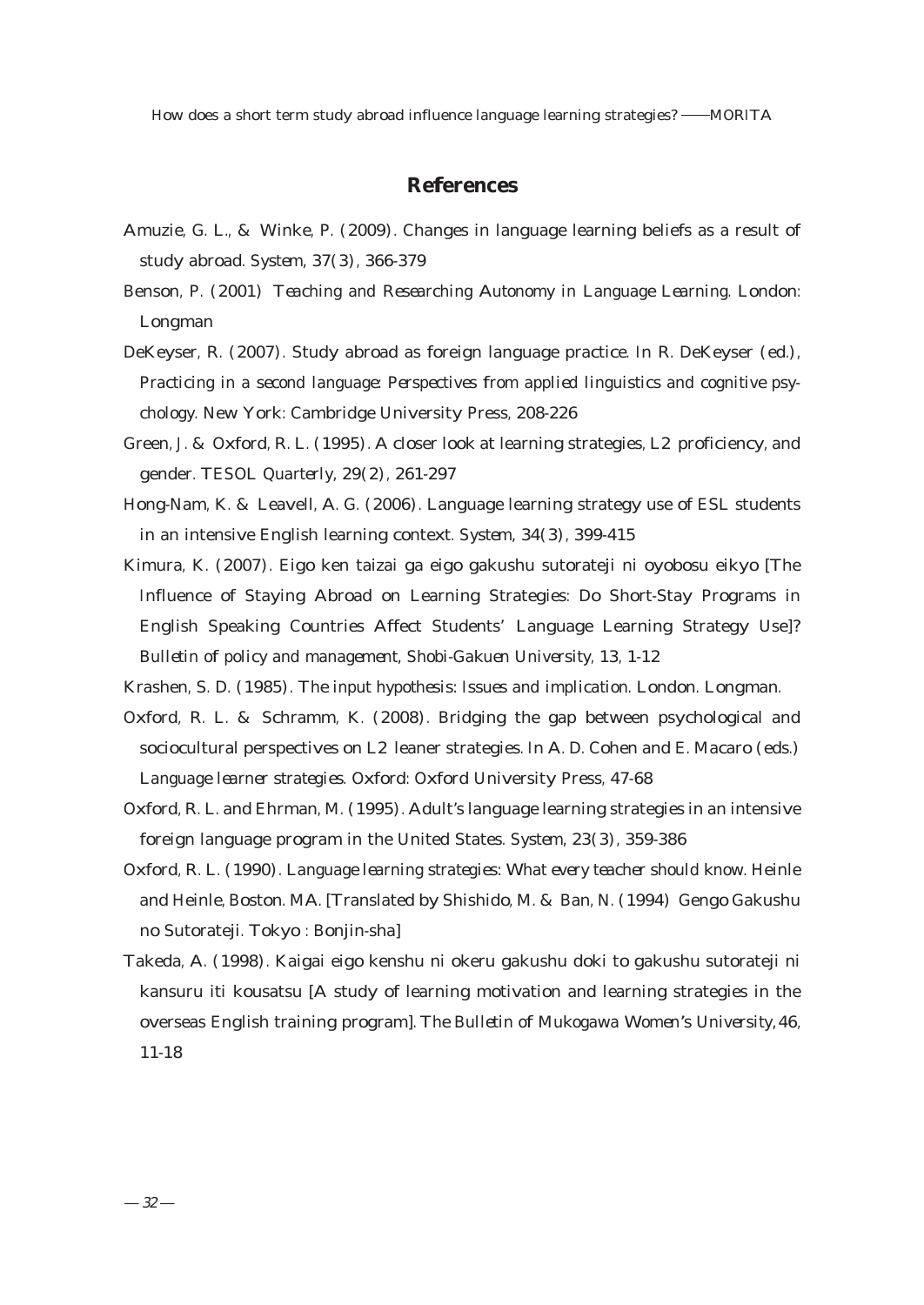## References

Amuzie, G. L., & Winke, P. (2009). Changes in language learning beliefs as a result of study abroad. *System*, 37(3), 366-379

Benson, P. (2001) *Teaching and Researching Autonomy in Language Learning*. London: Longman

DeKeyser, R. (2007). Study abroad as foreign language practice. In R. DeKeyser (ed.), *Practicing in a second language: Perspectives from applied linguistics and cognitive psychology*. New York: Cambridge University Press, 208-226

Green, J. & Oxford, R. L. (1995). A closer look at learning strategies, L2 proficiency, and gender. *TESOL Quarterly*, 29(2), 261-297

Hong-Nam, K. & Leavell, A. G. (2006). Language learning strategy use of ESL students in an intensive English learning context. *System*, 34(3), 399-415

Kimura, K. (2007). Eigo ken taizai ga eigo gakushu sutorateji ni oyobosu eikyo [The Influence of Staying Abroad on Learning Strategies: Do Short-Stay Programs in English Speaking Countries Affect Students' Language Learning Strategy Use]? *Bulletin of policy and management, Shobi-Gakuen University*, 13, 1-12

Krashen, S. D. (1985). *The input hypothesis: Issues and implication*. London. Longman.

Oxford, R. L. & Schramm, K. (2008). Bridging the gap between psychological and sociocultural perspectives on L2 leaner strategies. In A. D. Cohen and E. Macaro (eds.) *Language learner strategies*. Oxford: Oxford University Press, 47-68

Oxford, R. L. and Ehrman, M. (1995). Adult's language learning strategies in an intensive foreign language program in the United States. *System*, 23(3), 359-386

Oxford, R. L. (1990). *Language learning strategies: What every teacher should know*. Heinle and Heinle, Boston. MA. [Translated by Shishido, M. & Ban, N. (1994) Gengo Gakushu no Sutorateji. Tokyo : Bonjin-sha]

Takeda, A. (1998). Kaigai eigo kenshu ni okeru gakushu doki to gakushu sutorateji ni kansuru iti kousatsu [A study of learning motivation and learning strategies in the overseas English training program]. *The Bulletin of Mukogawa Women's University*, 46, 11-18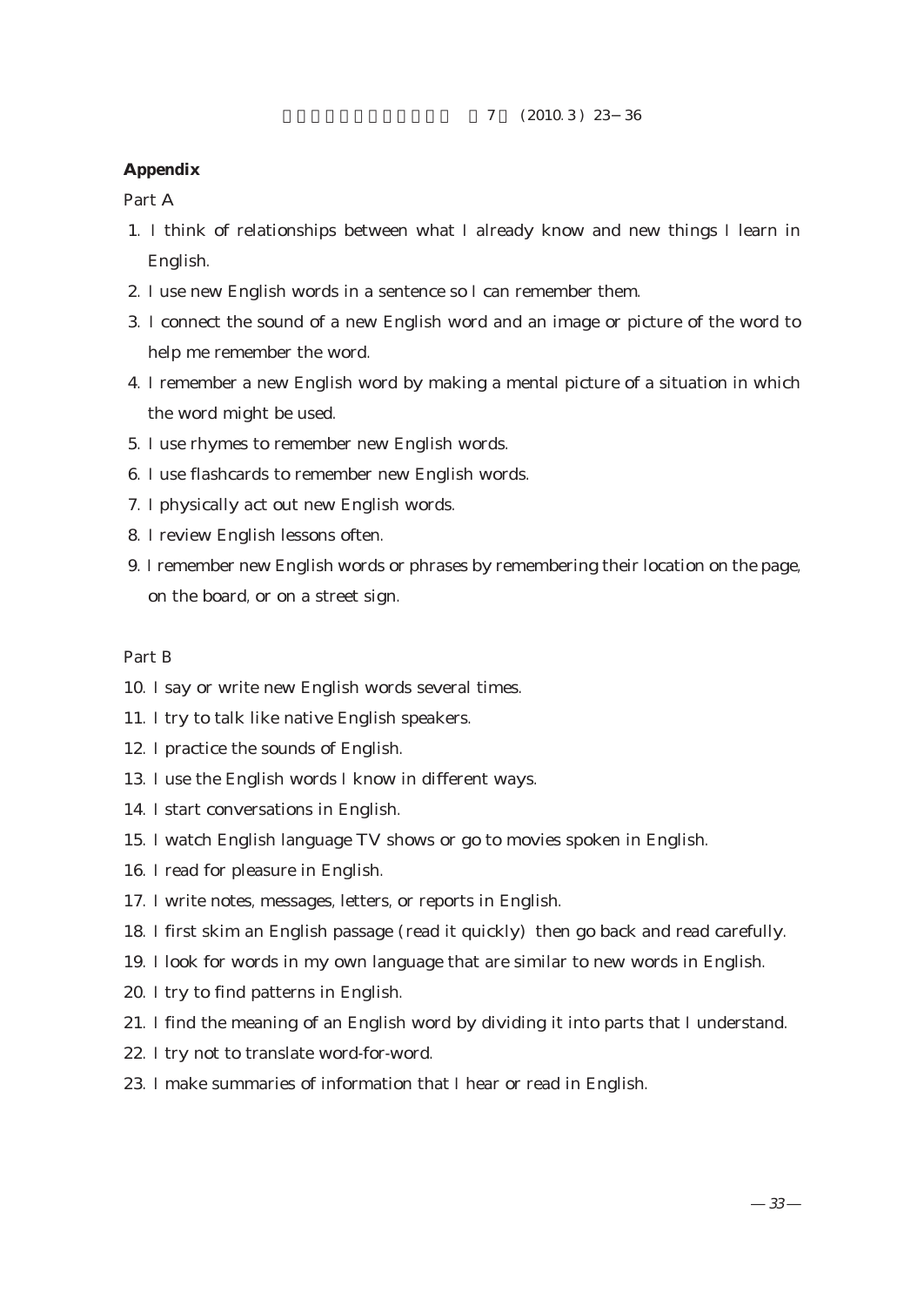## Appendix

Part A

1. I think of relationships between what I already know and new things I learn in English.
2. I use new English words in a sentence so I can remember them.
3. I connect the sound of a new English word and an image or picture of the word to help me remember the word.
4. I remember a new English word by making a mental picture of a situation in which the word might be used.
5. I use rhymes to remember new English words.
6. I use flashcards to remember new English words.
7. I physically act out new English words.
8. I review English lessons often.
9. I remember new English words or phrases by remembering their location on the page, on the board, or on a street sign.

Part B

10. I say or write new English words several times.
11. I try to talk like native English speakers.
12. I practice the sounds of English.
13. I use the English words I know in different ways.
14. I start conversations in English.
15. I watch English language TV shows or go to movies spoken in English.
16. I read for pleasure in English.
17. I write notes, messages, letters, or reports in English.
18. I first skim an English passage (read it quickly) then go back and read carefully.
19. I look for words in my own language that are similar to new words in English.
20. I try to find patterns in English.
21. I find the meaning of an English word by dividing it into parts that I understand.
22. I try not to translate word-for-word.
23. I make summaries of information that I hear or read in English.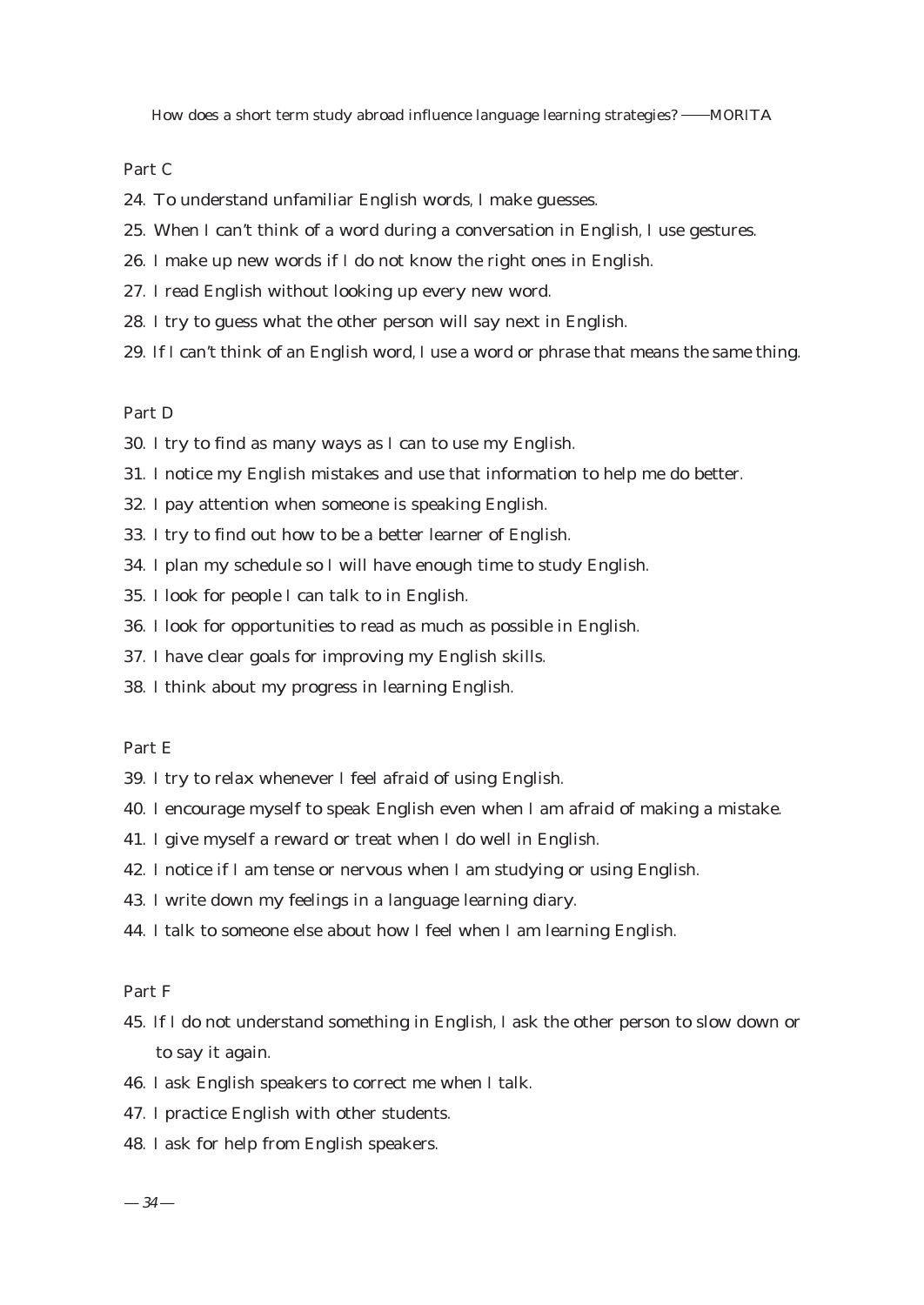Part C

24. To understand unfamiliar English words, I make guesses.
25. When I can't think of a word during a conversation in English, I use gestures.
26. I make up new words if I do not know the right ones in English.
27. I read English without looking up every new word.
28. I try to guess what the other person will say next in English.
29. If I can't think of an English word, I use a word or phrase that means the same thing.

Part D

30. I try to find as many ways as I can to use my English.
31. I notice my English mistakes and use that information to help me do better.
32. I pay attention when someone is speaking English.
33. I try to find out how to be a better learner of English.
34. I plan my schedule so I will have enough time to study English.
35. I look for people I can talk to in English.
36. I look for opportunities to read as much as possible in English.
37. I have clear goals for improving my English skills.
38. I think about my progress in learning English.

Part E

39. I try to relax whenever I feel afraid of using English.
40. I encourage myself to speak English even when I am afraid of making a mistake.
41. I give myself a reward or treat when I do well in English.
42. I notice if I am tense or nervous when I am studying or using English.
43. I write down my feelings in a language learning diary.
44. I talk to someone else about how I feel when I am learning English.

Part F

45. If I do not understand something in English, I ask the other person to slow down or to say it again.
46. I ask English speakers to correct me when I talk.
47. I practice English with other students.
48. I ask for help from English speakers.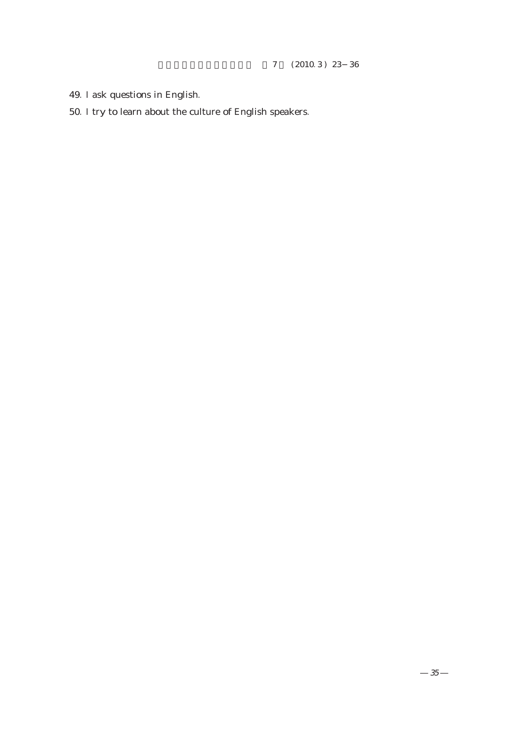49. I ask questions in English.

50. I try to learn about the culture of English speakers.